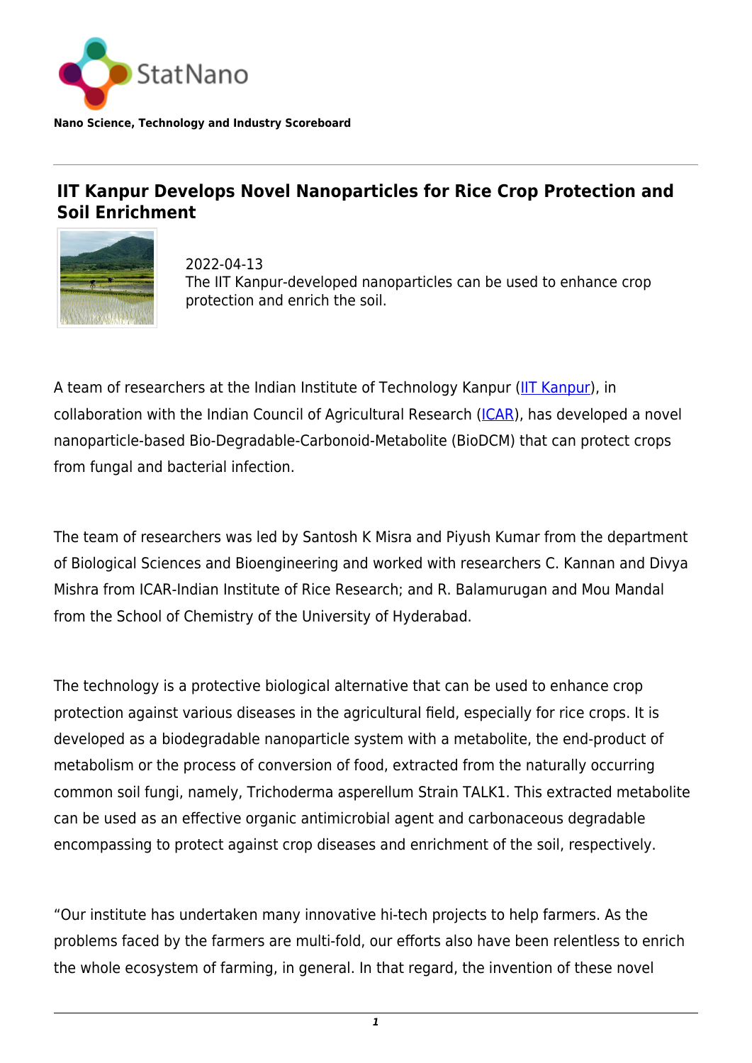StatNano

**Nano Science, Technology and Industry Scoreboard**

# IIT Kanpur Develops Novel Nanoparticles for Rice Crop Protection and Soil Enrichment

2022-04-13
The IIT Kanpur-developed nanoparticles can be used to enhance crop protection and enrich the soil.

A team of researchers at the Indian Institute of Technology Kanpur (IIT Kanpur), in collaboration with the Indian Council of Agricultural Research (ICAR), has developed a novel nanoparticle-based Bio-Degradable-Carbonoid-Metabolite (BioDCM) that can protect crops from fungal and bacterial infection.

The team of researchers was led by Santosh K Misra and Piyush Kumar from the department of Biological Sciences and Bioengineering and worked with researchers C. Kannan and Divya Mishra from ICAR-Indian Institute of Rice Research; and R. Balamurugan and Mou Mandal from the School of Chemistry of the University of Hyderabad.

The technology is a protective biological alternative that can be used to enhance crop protection against various diseases in the agricultural field, especially for rice crops. It is developed as a biodegradable nanoparticle system with a metabolite, the end-product of metabolism or the process of conversion of food, extracted from the naturally occurring common soil fungi, namely, Trichoderma asperellum Strain TALK1. This extracted metabolite can be used as an effective organic antimicrobial agent and carbonaceous degradable encompassing to protect against crop diseases and enrichment of the soil, respectively.

“Our institute has undertaken many innovative hi-tech projects to help farmers. As the problems faced by the farmers are multi-fold, our efforts also have been relentless to enrich the whole ecosystem of farming, in general. In that regard, the invention of these novel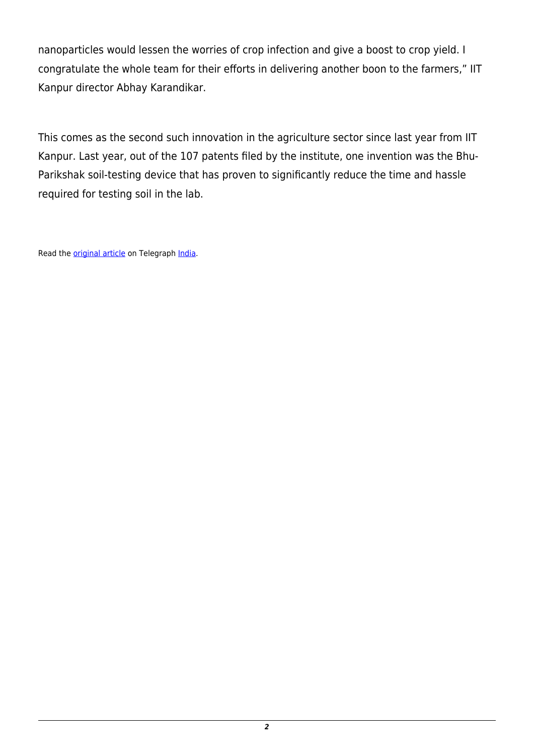nanoparticles would lessen the worries of crop infection and give a boost to crop yield. I congratulate the whole team for their efforts in delivering another boon to the farmers," IIT Kanpur director Abhay Karandikar.

This comes as the second such innovation in the agriculture sector since last year from IIT Kanpur. Last year, out of the 107 patents filed by the institute, one invention was the Bhu-Parikshak soil-testing device that has proven to significantly reduce the time and hassle required for testing soil in the lab.

Read the original article on Telegraph India.